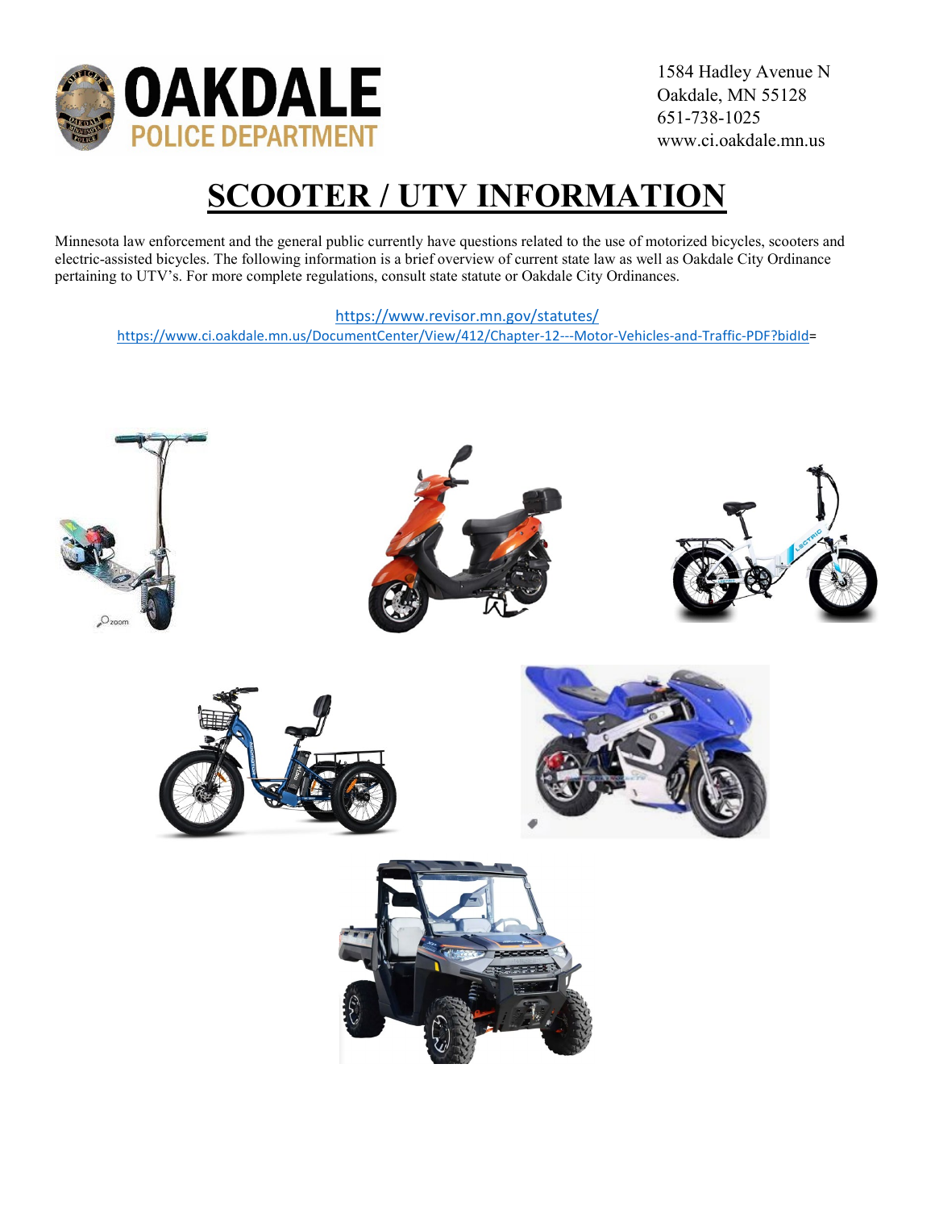# OAKDALE POLICE DEPARTMENT

1584 Hadley Avenue N
Oakdale, MN 55128
651-738-1025
www.ci.oakdale.mn.us

# SCOOTER / UTV INFORMATION

Minnesota law enforcement and the general public currently have questions related to the use of motorized bicycles, scooters and electric-assisted bicycles. The following information is a brief overview of current state law as well as Oakdale City Ordinance pertaining to UTV's. For more complete regulations, consult state statute or Oakdale City Ordinances.

https://www.revisor.mn.gov/statutes/

https://www.ci.oakdale.mn.us/DocumentCenter/View/412/Chapter-12---Motor-Vehicles-and-Traffic-PDF?bidId=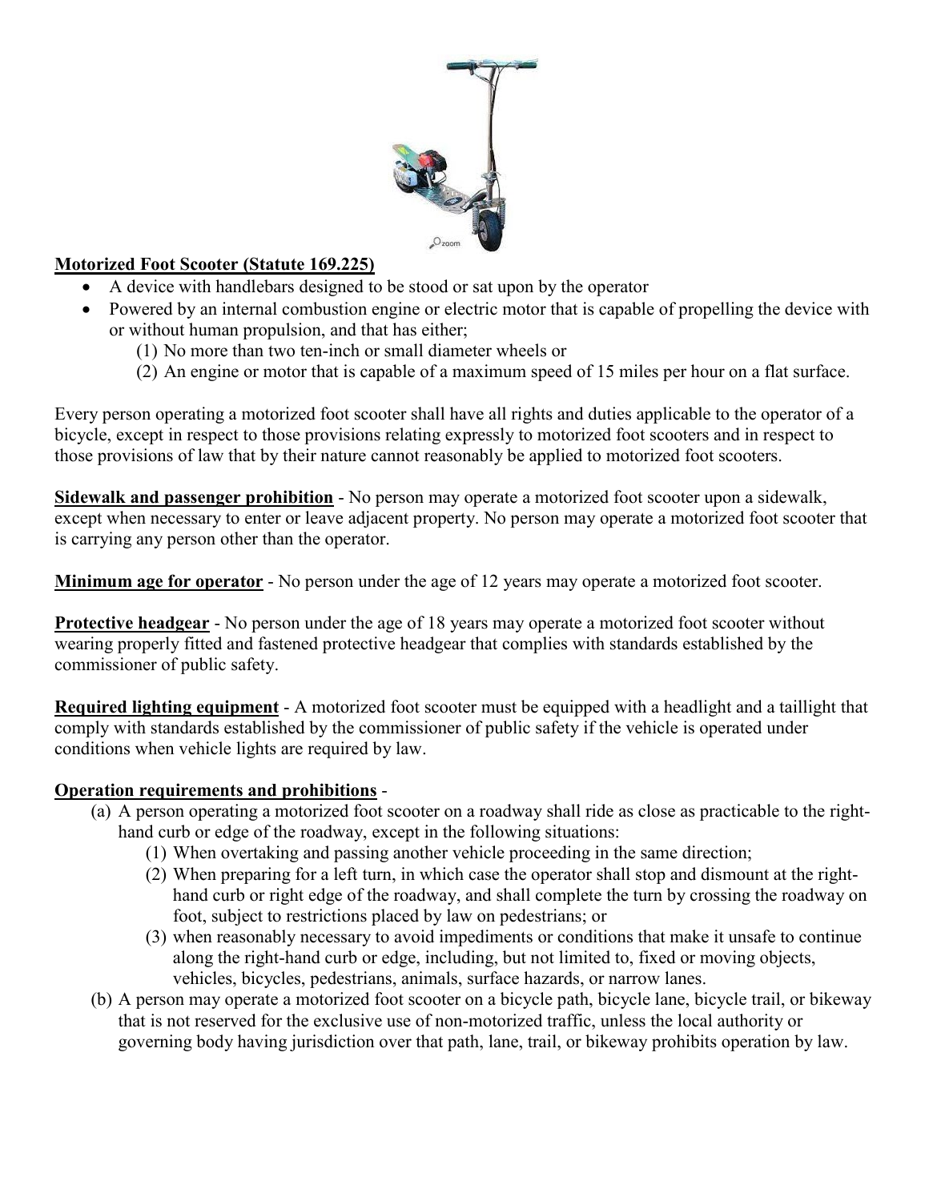**Motorized Foot Scooter (Statute 169.225)**

- A device with handlebars designed to be stood or sat upon by the operator
- Powered by an internal combustion engine or electric motor that is capable of propelling the device with or without human propulsion, and that has either;
    (1) No more than two ten-inch or small diameter wheels or
    (2) An engine or motor that is capable of a maximum speed of 15 miles per hour on a flat surface.

Every person operating a motorized foot scooter shall have all rights and duties applicable to the operator of a bicycle, except in respect to those provisions relating expressly to motorized foot scooters and in respect to those provisions of law that by their nature cannot reasonably be applied to motorized foot scooters.

**Sidewalk and passenger prohibition** - No person may operate a motorized foot scooter upon a sidewalk, except when necessary to enter or leave adjacent property. No person may operate a motorized foot scooter that is carrying any person other than the operator.

**Minimum age for operator** - No person under the age of 12 years may operate a motorized foot scooter.

**Protective headgear** - No person under the age of 18 years may operate a motorized foot scooter without wearing properly fitted and fastened protective headgear that complies with standards established by the commissioner of public safety.

**Required lighting equipment** - A motorized foot scooter must be equipped with a headlight and a taillight that comply with standards established by the commissioner of public safety if the vehicle is operated under conditions when vehicle lights are required by law.

**Operation requirements and prohibitions** -

(a) A person operating a motorized foot scooter on a roadway shall ride as close as practicable to the right-hand curb or edge of the roadway, except in the following situations:
    (1) When overtaking and passing another vehicle proceeding in the same direction;
    (2) When preparing for a left turn, in which case the operator shall stop and dismount at the right-hand curb or right edge of the roadway, and shall complete the turn by crossing the roadway on foot, subject to restrictions placed by law on pedestrians; or
    (3) when reasonably necessary to avoid impediments or conditions that make it unsafe to continue along the right-hand curb or edge, including, but not limited to, fixed or moving objects, vehicles, bicycles, pedestrians, animals, surface hazards, or narrow lanes.

(b) A person may operate a motorized foot scooter on a bicycle path, bicycle lane, bicycle trail, or bikeway that is not reserved for the exclusive use of non-motorized traffic, unless the local authority or governing body having jurisdiction over that path, lane, trail, or bikeway prohibits operation by law.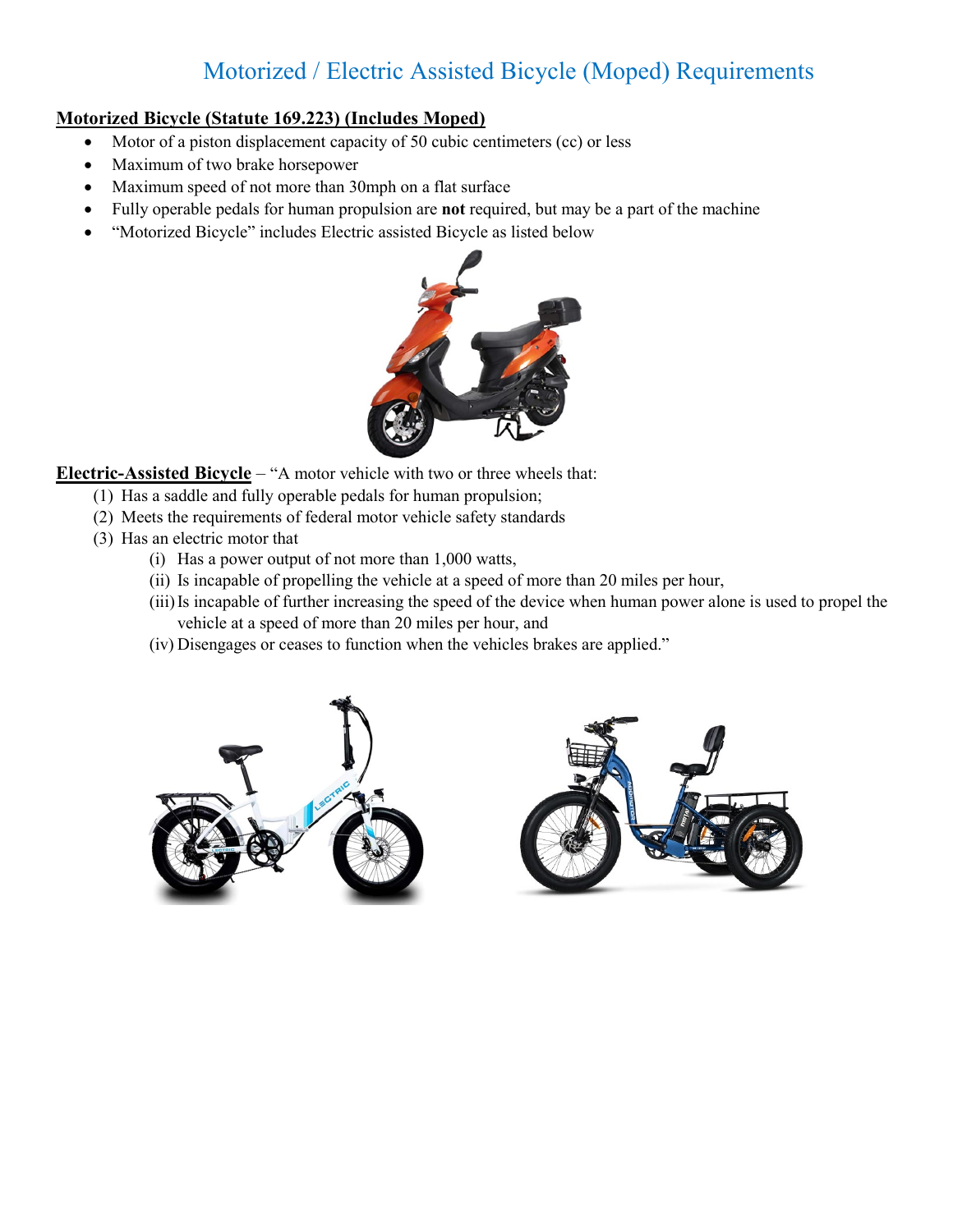# Motorized / Electric Assisted Bicycle (Moped) Requirements

**Motorized Bicycle (Statute 169.223) (Includes Moped)**

- Motor of a piston displacement capacity of 50 cubic centimeters (cc) or less
- Maximum of two brake horsepower
- Maximum speed of not more than 30mph on a flat surface
- Fully operable pedals for human propulsion are **not** required, but may be a part of the machine
- "Motorized Bicycle" includes Electric assisted Bicycle as listed below

**Electric-Assisted Bicycle** – "A motor vehicle with two or three wheels that:

(1) Has a saddle and fully operable pedals for human propulsion;

(2) Meets the requirements of federal motor vehicle safety standards

(3) Has an electric motor that

  (i) Has a power output of not more than 1,000 watts,

  (ii) Is incapable of propelling the vehicle at a speed of more than 20 miles per hour,

  (iii) Is incapable of further increasing the speed of the device when human power alone is used to propel the vehicle at a speed of more than 20 miles per hour, and

  (iv) Disengages or ceases to function when the vehicles brakes are applied."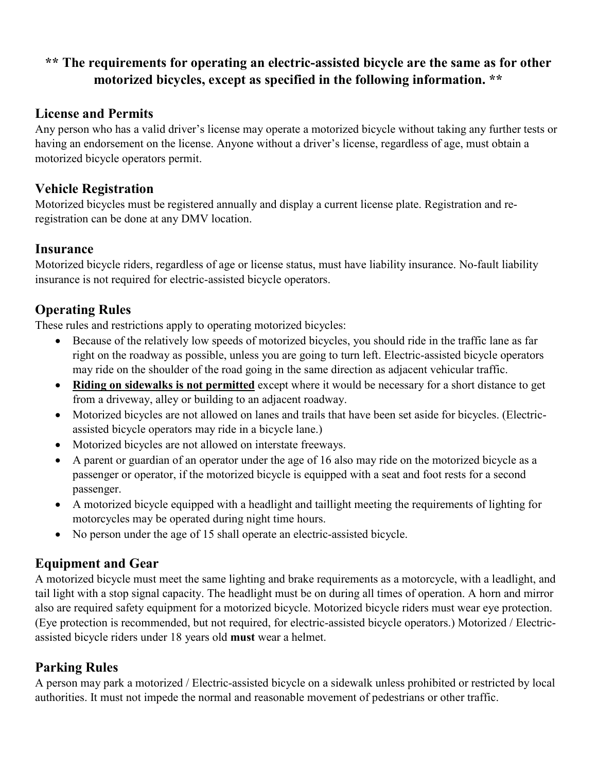**\*\* The requirements for operating an electric-assisted bicycle are the same as for other motorized bicycles, except as specified in the following information. \*\***

## License and Permits

Any person who has a valid driver's license may operate a motorized bicycle without taking any further tests or having an endorsement on the license. Anyone without a driver's license, regardless of age, must obtain a motorized bicycle operators permit.

## Vehicle Registration

Motorized bicycles must be registered annually and display a current license plate. Registration and re-registration can be done at any DMV location.

## Insurance

Motorized bicycle riders, regardless of age or license status, must have liability insurance. No-fault liability insurance is not required for electric-assisted bicycle operators.

## Operating Rules

These rules and restrictions apply to operating motorized bicycles:

- Because of the relatively low speeds of motorized bicycles, you should ride in the traffic lane as far right on the roadway as possible, unless you are going to turn left. Electric-assisted bicycle operators may ride on the shoulder of the road going in the same direction as adjacent vehicular traffic.
- <u>**Riding on sidewalks is not permitted**</u> except where it would be necessary for a short distance to get from a driveway, alley or building to an adjacent roadway.
- Motorized bicycles are not allowed on lanes and trails that have been set aside for bicycles. (Electric-assisted bicycle operators may ride in a bicycle lane.)
- Motorized bicycles are not allowed on interstate freeways.
- A parent or guardian of an operator under the age of 16 also may ride on the motorized bicycle as a passenger or operator, if the motorized bicycle is equipped with a seat and foot rests for a second passenger.
- A motorized bicycle equipped with a headlight and taillight meeting the requirements of lighting for motorcycles may be operated during night time hours.
- No person under the age of 15 shall operate an electric-assisted bicycle.

## Equipment and Gear

A motorized bicycle must meet the same lighting and brake requirements as a motorcycle, with a leadlight, and tail light with a stop signal capacity. The headlight must be on during all times of operation. A horn and mirror also are required safety equipment for a motorized bicycle. Motorized bicycle riders must wear eye protection. (Eye protection is recommended, but not required, for electric-assisted bicycle operators.) Motorized / Electric-assisted bicycle riders under 18 years old **must** wear a helmet.

## Parking Rules

A person may park a motorized / Electric-assisted bicycle on a sidewalk unless prohibited or restricted by local authorities. It must not impede the normal and reasonable movement of pedestrians or other traffic.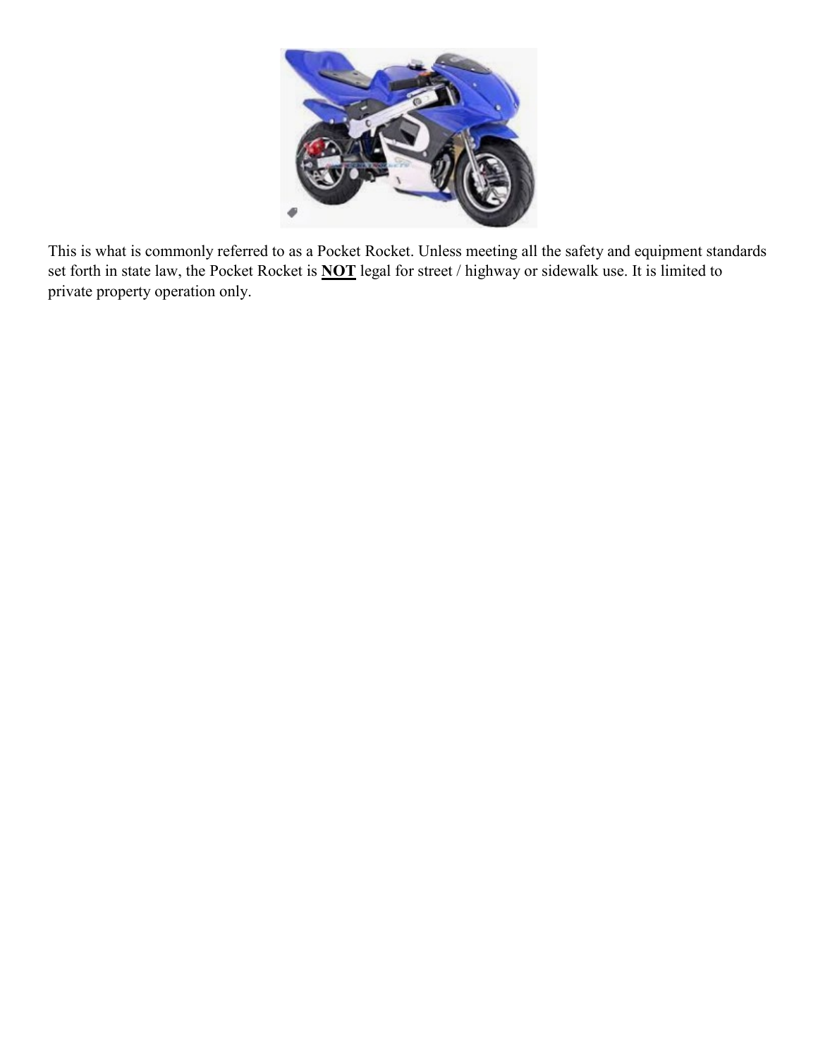This is what is commonly referred to as a Pocket Rocket. Unless meeting all the safety and equipment standards set forth in state law, the Pocket Rocket is **NOT** legal for street / highway or sidewalk use. It is limited to private property operation only.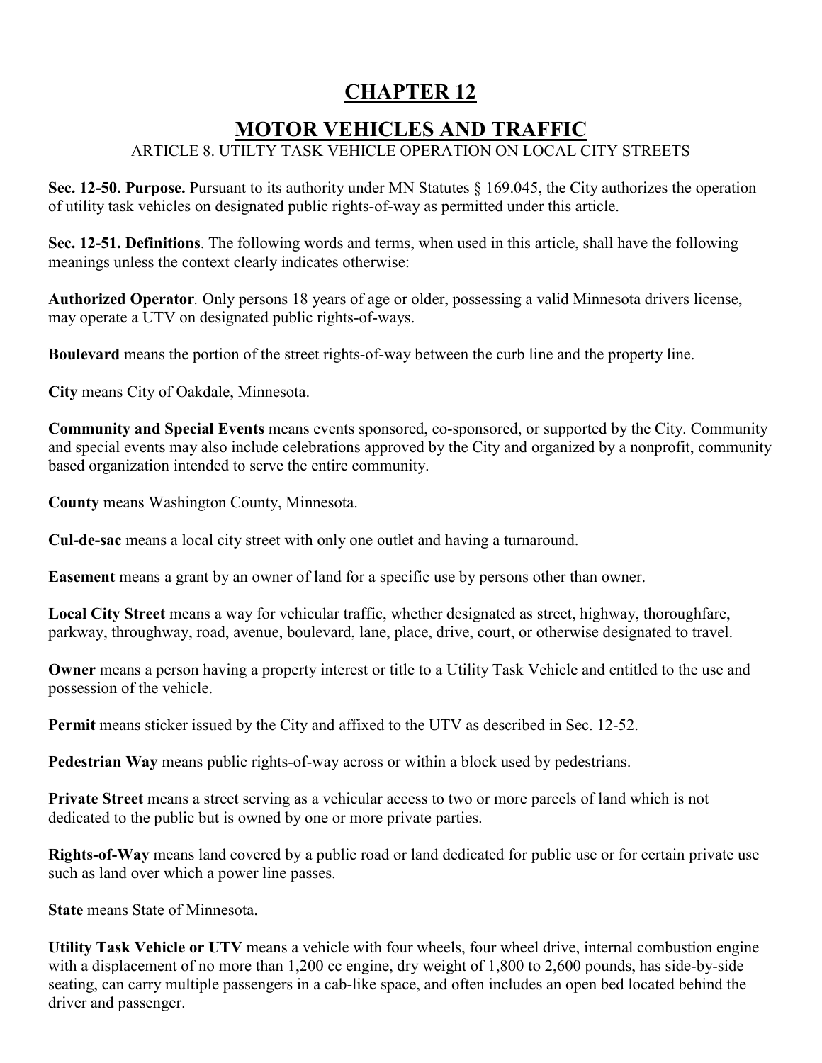# CHAPTER 12

## MOTOR VEHICLES AND TRAFFIC

ARTICLE 8. UTILTY TASK VEHICLE OPERATION ON LOCAL CITY STREETS

**Sec. 12-50. Purpose.** Pursuant to its authority under MN Statutes § 169.045, the City authorizes the operation of utility task vehicles on designated public rights-of-way as permitted under this article.

**Sec. 12-51. Definitions**. The following words and terms, when used in this article, shall have the following meanings unless the context clearly indicates otherwise:

**Authorized Operator**. Only persons 18 years of age or older, possessing a valid Minnesota drivers license, may operate a UTV on designated public rights-of-ways.

**Boulevard** means the portion of the street rights-of-way between the curb line and the property line.

**City** means City of Oakdale, Minnesota.

**Community and Special Events** means events sponsored, co-sponsored, or supported by the City. Community and special events may also include celebrations approved by the City and organized by a nonprofit, community based organization intended to serve the entire community.

**County** means Washington County, Minnesota.

**Cul-de-sac** means a local city street with only one outlet and having a turnaround.

**Easement** means a grant by an owner of land for a specific use by persons other than owner.

**Local City Street** means a way for vehicular traffic, whether designated as street, highway, thoroughfare, parkway, throughway, road, avenue, boulevard, lane, place, drive, court, or otherwise designated to travel.

**Owner** means a person having a property interest or title to a Utility Task Vehicle and entitled to the use and possession of the vehicle.

**Permit** means sticker issued by the City and affixed to the UTV as described in Sec. 12-52.

**Pedestrian Way** means public rights-of-way across or within a block used by pedestrians.

**Private Street** means a street serving as a vehicular access to two or more parcels of land which is not dedicated to the public but is owned by one or more private parties.

**Rights-of-Way** means land covered by a public road or land dedicated for public use or for certain private use such as land over which a power line passes.

**State** means State of Minnesota.

**Utility Task Vehicle or UTV** means a vehicle with four wheels, four wheel drive, internal combustion engine with a displacement of no more than 1,200 cc engine, dry weight of 1,800 to 2,600 pounds, has side-by-side seating, can carry multiple passengers in a cab-like space, and often includes an open bed located behind the driver and passenger.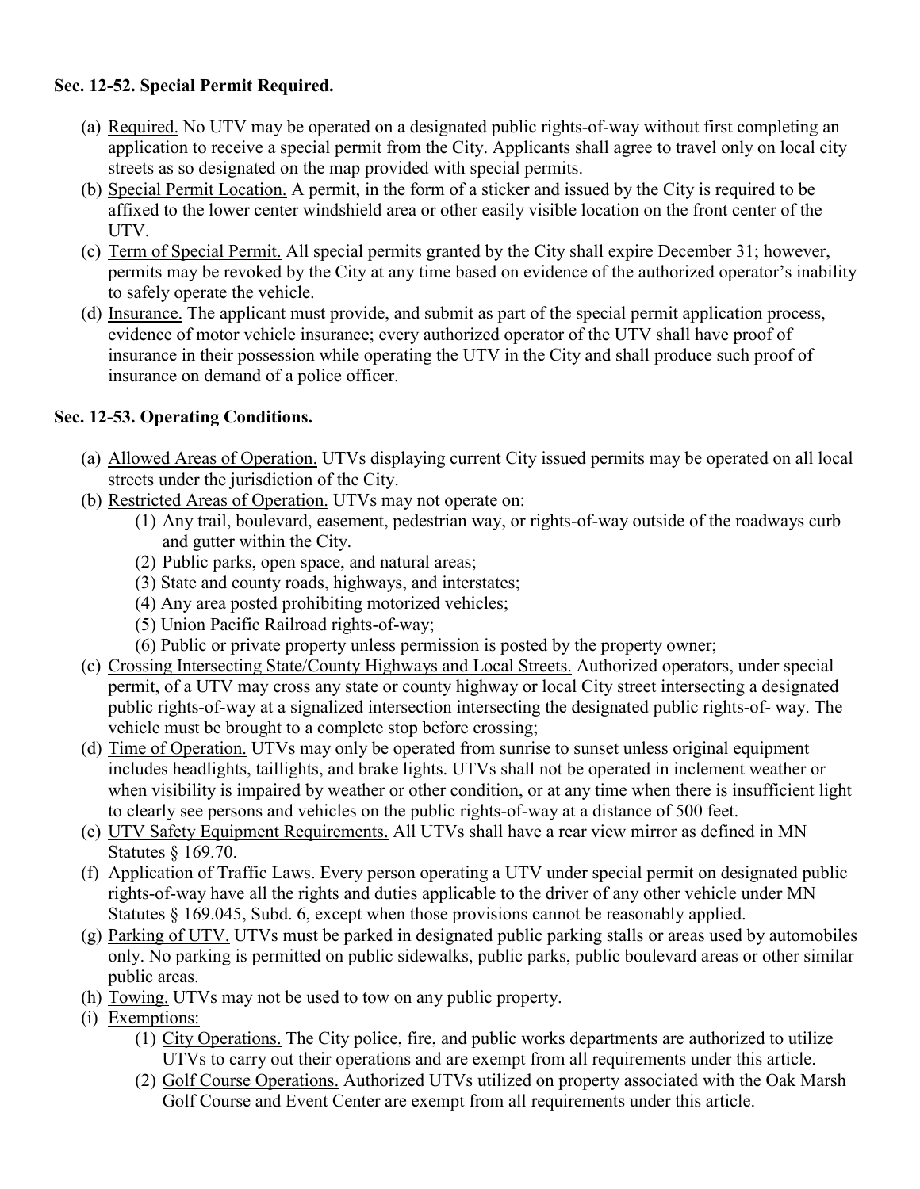**Sec. 12-52. Special Permit Required.**

(a) Required. No UTV may be operated on a designated public rights-of-way without first completing an application to receive a special permit from the City. Applicants shall agree to travel only on local city streets as so designated on the map provided with special permits.

(b) Special Permit Location. A permit, in the form of a sticker and issued by the City is required to be affixed to the lower center windshield area or other easily visible location on the front center of the UTV.

(c) Term of Special Permit. All special permits granted by the City shall expire December 31; however, permits may be revoked by the City at any time based on evidence of the authorized operator's inability to safely operate the vehicle.

(d) Insurance. The applicant must provide, and submit as part of the special permit application process, evidence of motor vehicle insurance; every authorized operator of the UTV shall have proof of insurance in their possession while operating the UTV in the City and shall produce such proof of insurance on demand of a police officer.

**Sec. 12-53. Operating Conditions.**

(a) Allowed Areas of Operation. UTVs displaying current City issued permits may be operated on all local streets under the jurisdiction of the City.

(b) Restricted Areas of Operation. UTVs may not operate on:

  (1) Any trail, boulevard, easement, pedestrian way, or rights-of-way outside of the roadways curb and gutter within the City.
  (2) Public parks, open space, and natural areas;
  (3) State and county roads, highways, and interstates;
  (4) Any area posted prohibiting motorized vehicles;
  (5) Union Pacific Railroad rights-of-way;
  (6) Public or private property unless permission is posted by the property owner;

(c) Crossing Intersecting State/County Highways and Local Streets. Authorized operators, under special permit, of a UTV may cross any state or county highway or local City street intersecting a designated public rights-of-way at a signalized intersection intersecting the designated public rights-of- way. The vehicle must be brought to a complete stop before crossing;

(d) Time of Operation. UTVs may only be operated from sunrise to sunset unless original equipment includes headlights, taillights, and brake lights. UTVs shall not be operated in inclement weather or when visibility is impaired by weather or other condition, or at any time when there is insufficient light to clearly see persons and vehicles on the public rights-of-way at a distance of 500 feet.

(e) UTV Safety Equipment Requirements. All UTVs shall have a rear view mirror as defined in MN Statutes § 169.70.

(f) Application of Traffic Laws. Every person operating a UTV under special permit on designated public rights-of-way have all the rights and duties applicable to the driver of any other vehicle under MN Statutes § 169.045, Subd. 6, except when those provisions cannot be reasonably applied.

(g) Parking of UTV. UTVs must be parked in designated public parking stalls or areas used by automobiles only. No parking is permitted on public sidewalks, public parks, public boulevard areas or other similar public areas.

(h) Towing. UTVs may not be used to tow on any public property.

(i) Exemptions:

  (1) City Operations. The City police, fire, and public works departments are authorized to utilize UTVs to carry out their operations and are exempt from all requirements under this article.
  (2) Golf Course Operations. Authorized UTVs utilized on property associated with the Oak Marsh Golf Course and Event Center are exempt from all requirements under this article.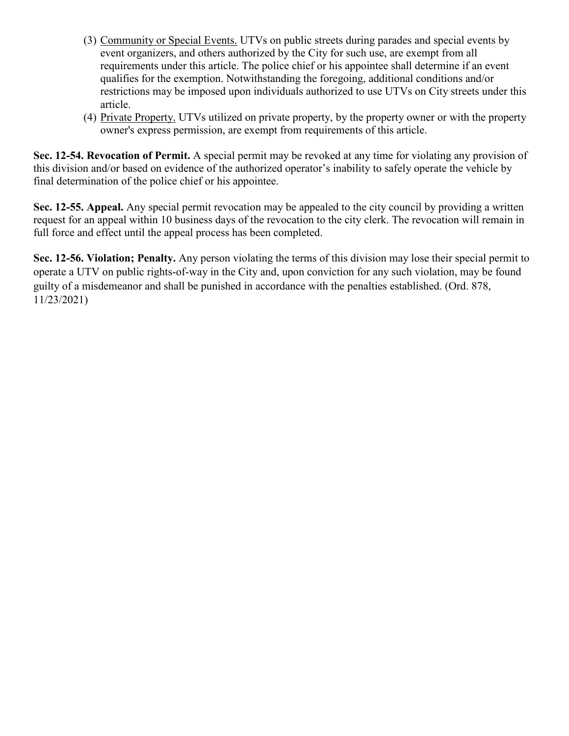(3) Community or Special Events. UTVs on public streets during parades and special events by event organizers, and others authorized by the City for such use, are exempt from all requirements under this article. The police chief or his appointee shall determine if an event qualifies for the exemption. Notwithstanding the foregoing, additional conditions and/or restrictions may be imposed upon individuals authorized to use UTVs on City streets under this article.

(4) Private Property. UTVs utilized on private property, by the property owner or with the property owner's express permission, are exempt from requirements of this article.

**Sec. 12-54. Revocation of Permit.** A special permit may be revoked at any time for violating any provision of this division and/or based on evidence of the authorized operator's inability to safely operate the vehicle by final determination of the police chief or his appointee.

**Sec. 12-55. Appeal.** Any special permit revocation may be appealed to the city council by providing a written request for an appeal within 10 business days of the revocation to the city clerk. The revocation will remain in full force and effect until the appeal process has been completed.

**Sec. 12-56. Violation; Penalty.** Any person violating the terms of this division may lose their special permit to operate a UTV on public rights-of-way in the City and, upon conviction for any such violation, may be found guilty of a misdemeanor and shall be punished in accordance with the penalties established. (Ord. 878, 11/23/2021)